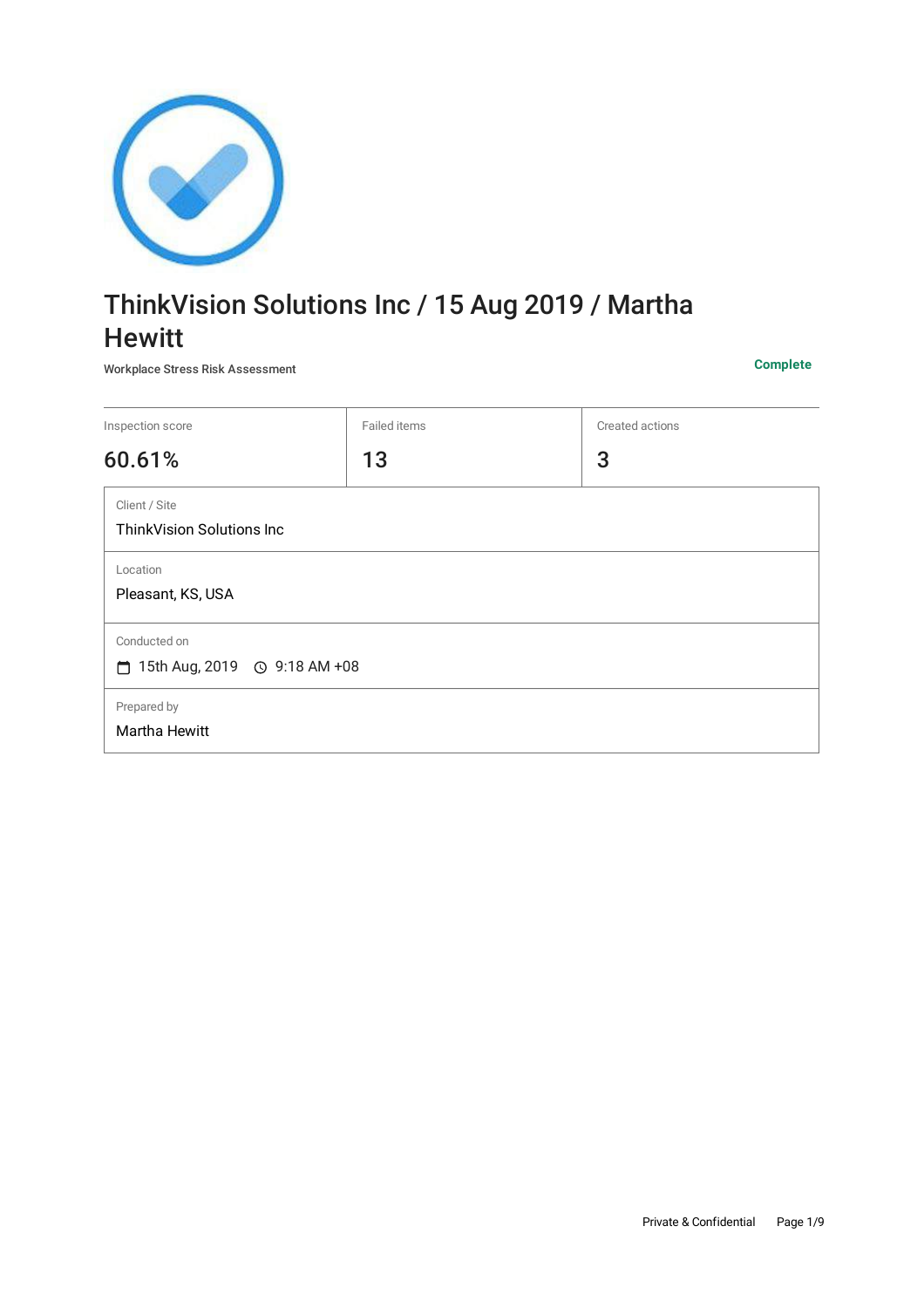# ThinkVision Solutions Inc / 15 Aug 2019 / Martha Hewitt

Workplace Stress Risk Assessment

**Complete**

| Inspection score | Failed items | Created actions |
| --- | --- | --- |
| 60.61% | 13 | 3 |

**Client / Site**
ThinkVision Solutions Inc

**Location**
Pleasant, KS, USA

**Conducted on**
15th Aug, 2019 9:18 AM +08

**Prepared by**
Martha Hewitt

Private & Confidential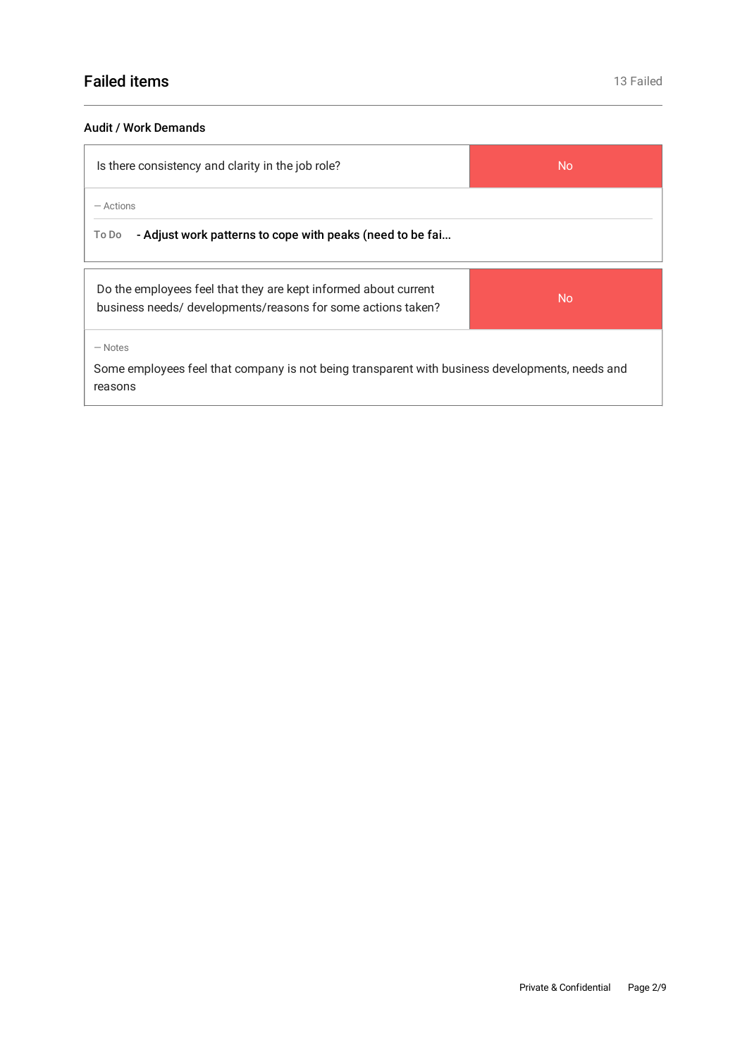## Failed items

13 Failed

### Audit / Work Demands

| Is there consistency and clarity in the job role? | No |
| --- | --- |

— Actions

To Do **- Adjust work patterns to cope with peaks (need to be fai...**

| Do the employees feel that they are kept informed about current business needs/ developments/reasons for some actions taken? | No |
| --- | --- |

— Notes

Some employees feel that company is not being transparent with business developments, needs and reasons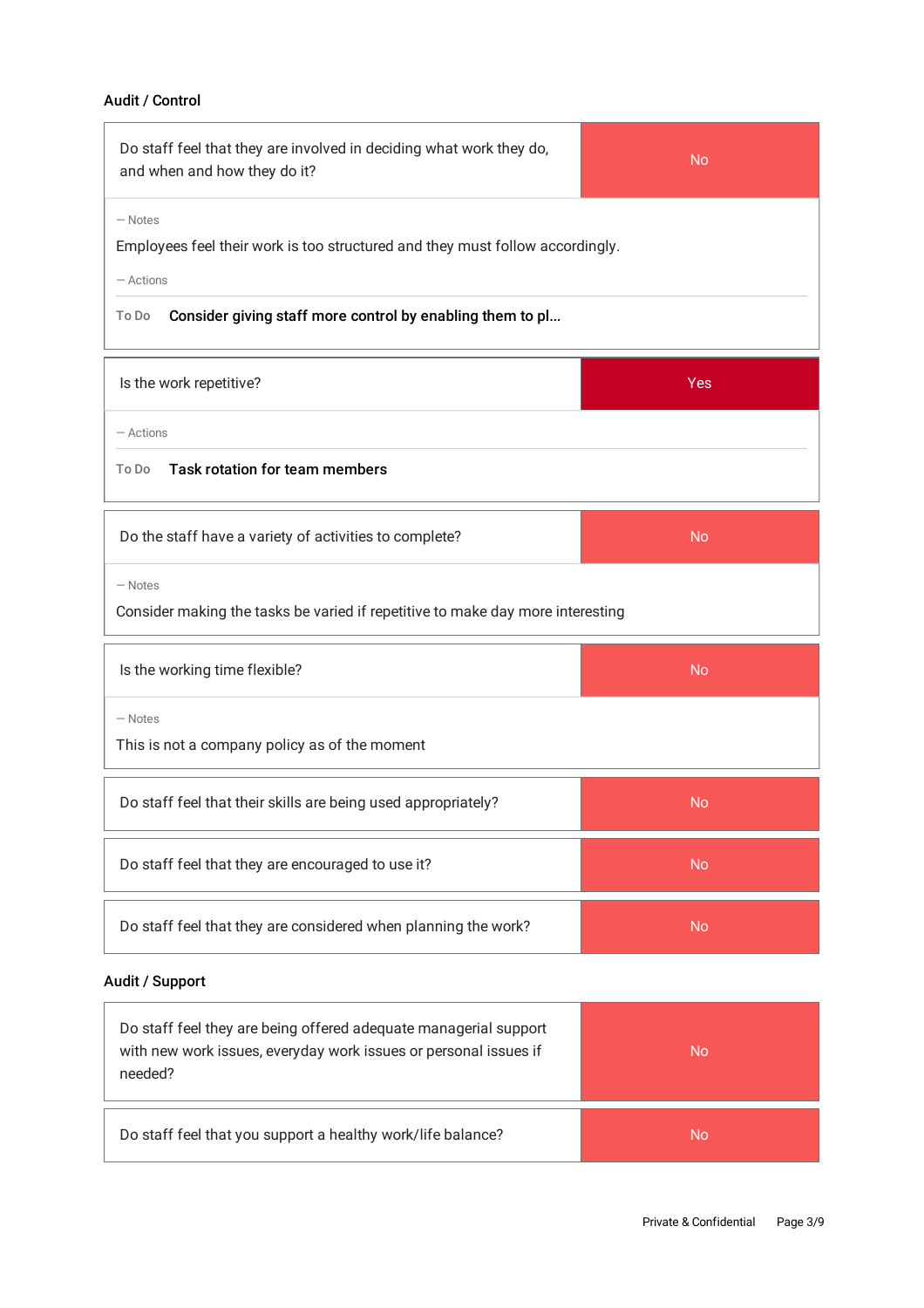## Audit / Control

| Do staff feel that they are involved in deciding what work they do, and when and how they do it? | No |
| --- | --- |

— Notes

Employees feel their work is too structured and they must follow accordingly.

— Actions

To Do **Consider giving staff more control by enabling them to pl...**

| Is the work repetitive? | Yes |
| --- | --- |

— Actions

To Do **Task rotation for team members**

| Do the staff have a variety of activities to complete? | No |
| --- | --- |

— Notes

Consider making the tasks be varied if repetitive to make day more interesting

| Is the working time flexible? | No |
| --- | --- |

— Notes

This is not a company policy as of the moment

| Do staff feel that their skills are being used appropriately? | No |
| --- | --- |

| Do staff feel that they are encouraged to use it? | No |
| --- | --- |

| Do staff feel that they are considered when planning the work? | No |
| --- | --- |

## Audit / Support

| Do staff feel they are being offered adequate managerial support with new work issues, everyday work issues or personal issues if needed? | No |
| --- | --- |

| Do staff feel that you support a healthy work/life balance? | No |
| --- | --- |

Private & Confidential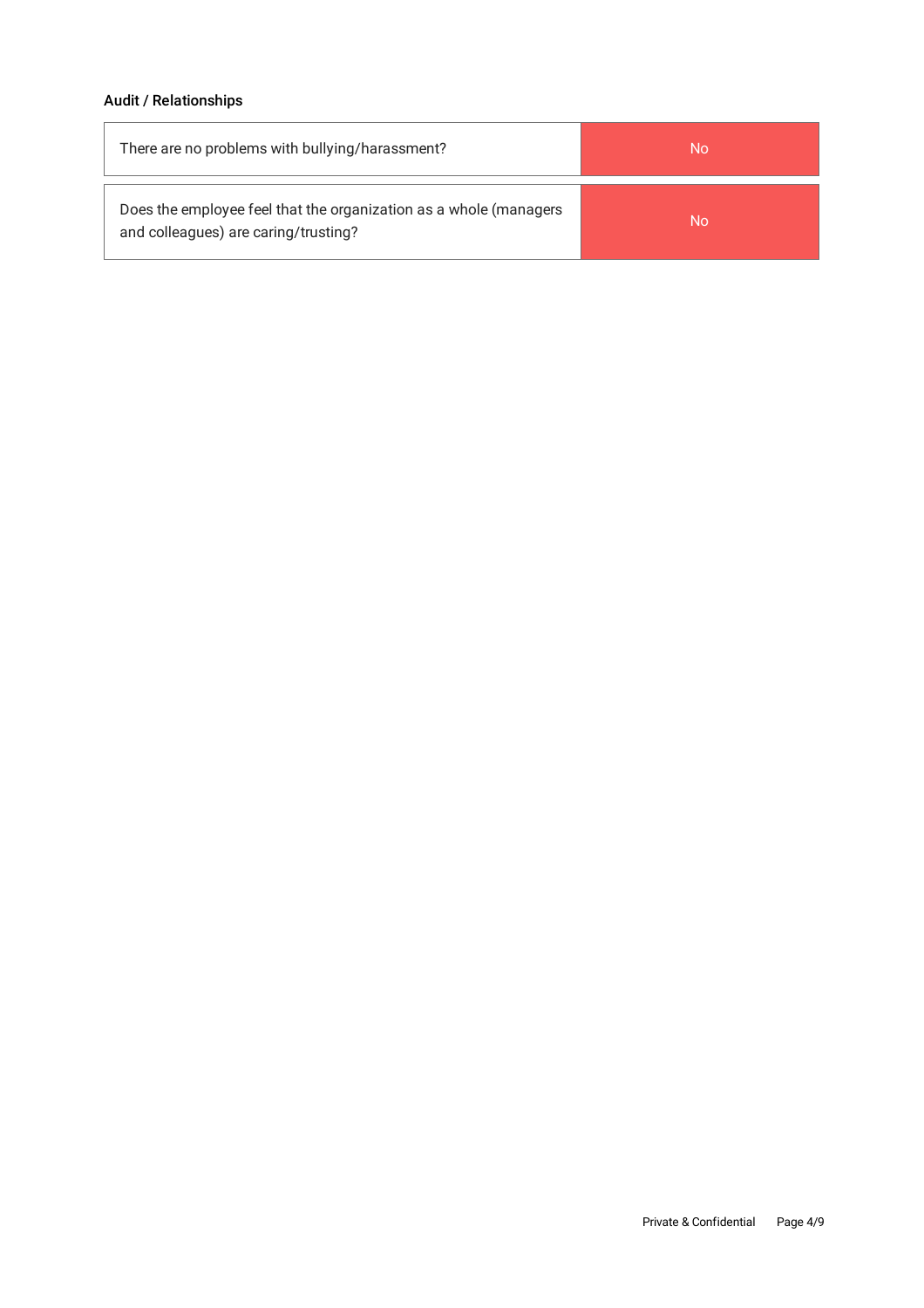### Audit / Relationships

| | |
|---|---|
| There are no problems with bullying/harassment? | No |
| Does the employee feel that the organization as a whole (managers and colleagues) are caring/trusting? | No |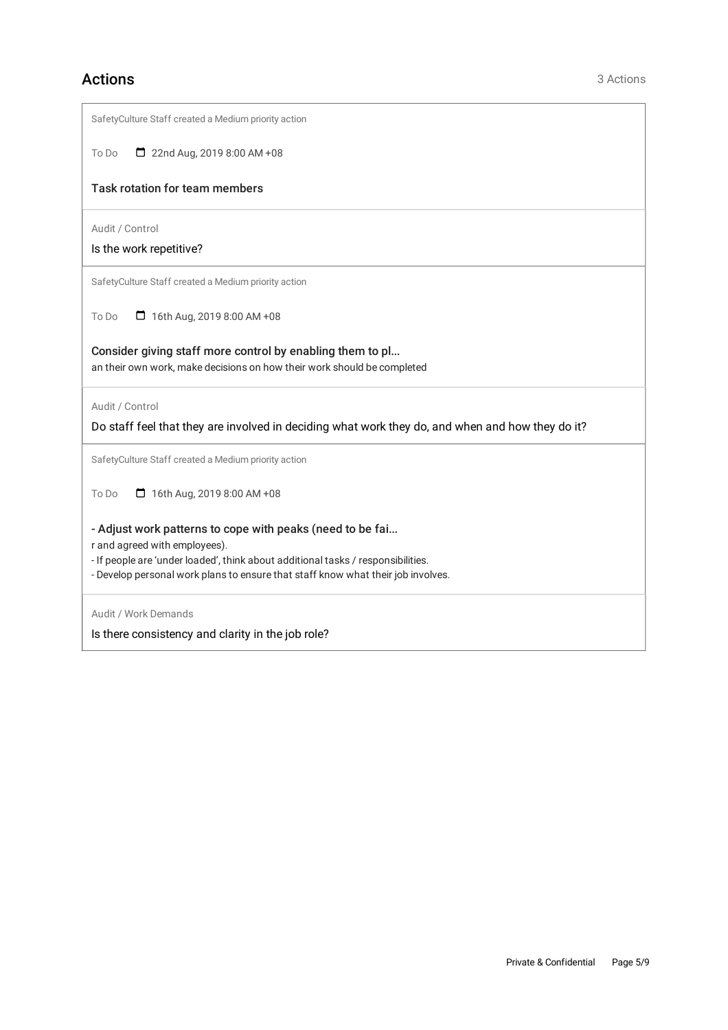## Actions

3 Actions

SafetyCulture Staff created a Medium priority action

To Do 22nd Aug, 2019 8:00 AM +08

**Task rotation for team members**

Audit / Control

Is the work repetitive?

---

SafetyCulture Staff created a Medium priority action

To Do 16th Aug, 2019 8:00 AM +08

**Consider giving staff more control by enabling them to pl...**

an their own work, make decisions on how their work should be completed

Audit / Control

Do staff feel that they are involved in deciding what work they do, and when and how they do it?

---

SafetyCulture Staff created a Medium priority action

To Do 16th Aug, 2019 8:00 AM +08

**- Adjust work patterns to cope with peaks (need to be fai...**

r and agreed with employees).

- If people are 'under loaded', think about additional tasks / responsibilities.
- Develop personal work plans to ensure that staff know what their job involves.

Audit / Work Demands

Is there consistency and clarity in the job role?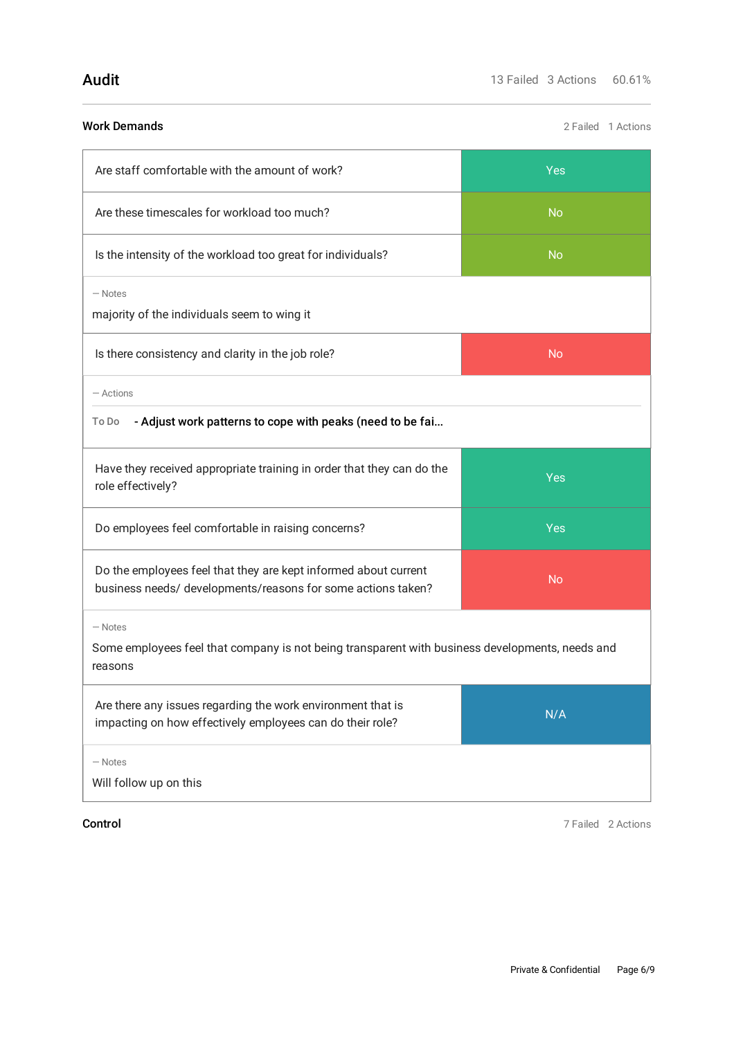## Audit

13 Failed 3 Actions 60.61%

### Work Demands

2 Failed 1 Actions

| Question | Response |
| --- | --- |
| Are staff comfortable with the amount of work? | Yes |
| Are these timescales for workload too much? | No |
| Is the intensity of the workload too great for individuals? | No |

— Notes

majority of the individuals seem to wing it

| Question | Response |
| --- | --- |
| Is there consistency and clarity in the job role? | No |

— Actions

To Do **- Adjust work patterns to cope with peaks (need to be fai...**

| Question | Response |
| --- | --- |
| Have they received appropriate training in order that they can do the role effectively? | Yes |
| Do employees feel comfortable in raising concerns? | Yes |
| Do the employees feel that they are kept informed about current business needs/ developments/reasons for some actions taken? | No |

— Notes

Some employees feel that company is not being transparent with business developments, needs and reasons

| Question | Response |
| --- | --- |
| Are there any issues regarding the work environment that is impacting on how effectively employees can do their role? | N/A |

— Notes

Will follow up on this

### Control

7 Failed 2 Actions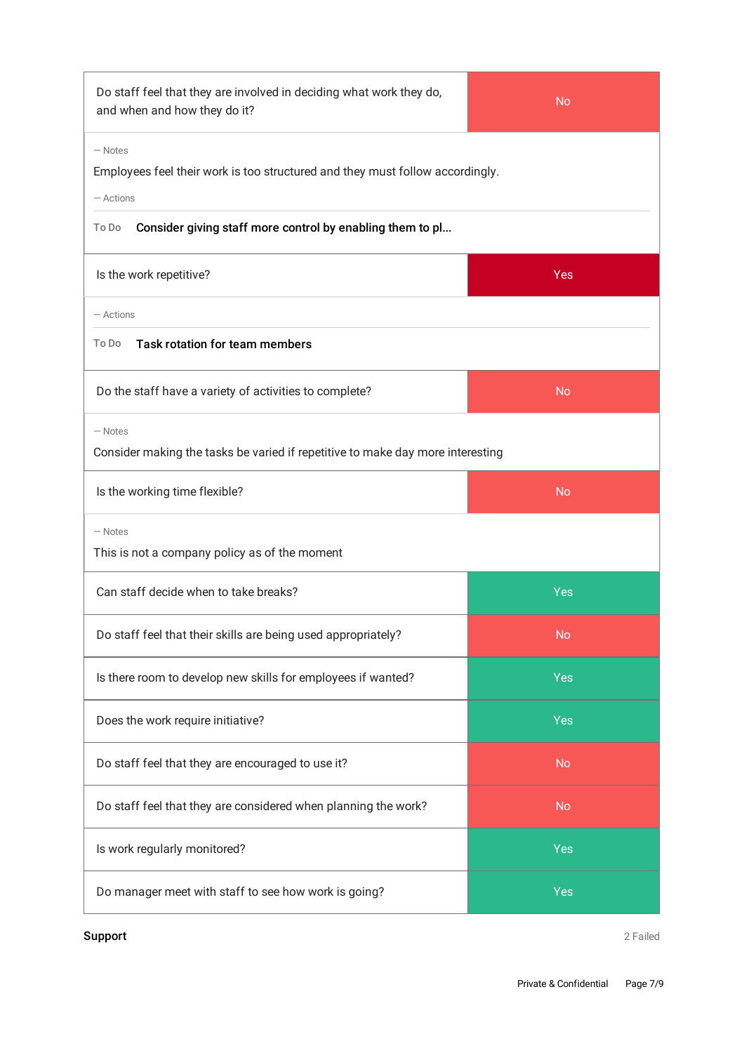| Question | Response |
|---|---|
| Do staff feel that they are involved in deciding what work they do, and when and how they do it? | No |

— Notes

Employees feel their work is too structured and they must follow accordingly.

— Actions

To Do **Consider giving staff more control by enabling them to pl...**

| Question | Response |
|---|---|
| Is the work repetitive? | Yes |

— Actions

To Do **Task rotation for team members**

| Question | Response |
|---|---|
| Do the staff have a variety of activities to complete? | No |

— Notes

Consider making the tasks be varied if repetitive to make day more interesting

| Question | Response |
|---|---|
| Is the working time flexible? | No |

— Notes

This is not a company policy as of the moment

| Question | Response |
|---|---|
| Can staff decide when to take breaks? | Yes |
| Do staff feel that their skills are being used appropriately? | No |
| Is there room to develop new skills for employees if wanted? | Yes |
| Does the work require initiative? | Yes |
| Do staff feel that they are encouraged to use it? | No |
| Do staff feel that they are considered when planning the work? | No |
| Is work regularly monitored? | Yes |
| Do manager meet with staff to see how work is going? | Yes |

**Support** 2 Failed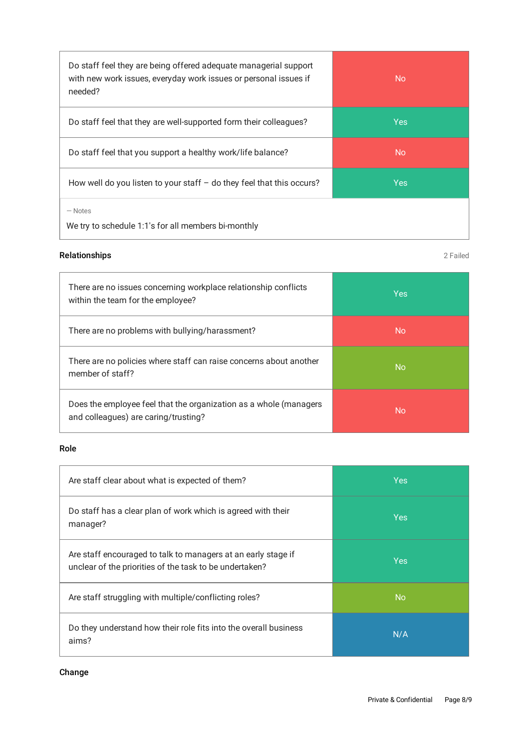| Question | Answer |
| --- | --- |
| Do staff feel they are being offered adequate managerial support with new work issues, everyday work issues or personal issues if needed? | No |
| Do staff feel that they are well-supported form their colleagues? | Yes |
| Do staff feel that you support a healthy work/life balance? | No |
| How well do you listen to your staff – do they feel that this occurs? | Yes |

— Notes

We try to schedule 1:1's for all members bi-monthly

### Relationships

2 Failed

| Question | Answer |
| --- | --- |
| There are no issues concerning workplace relationship conflicts within the team for the employee? | Yes |
| There are no problems with bullying/harassment? | No |
| There are no policies where staff can raise concerns about another member of staff? | No |
| Does the employee feel that the organization as a whole (managers and colleagues) are caring/trusting? | No |

### Role

| Question | Answer |
| --- | --- |
| Are staff clear about what is expected of them? | Yes |
| Do staff has a clear plan of work which is agreed with their manager? | Yes |
| Are staff encouraged to talk to managers at an early stage if unclear of the priorities of the task to be undertaken? | Yes |
| Are staff struggling with multiple/conflicting roles? | No |
| Do they understand how their role fits into the overall business aims? | N/A |

### Change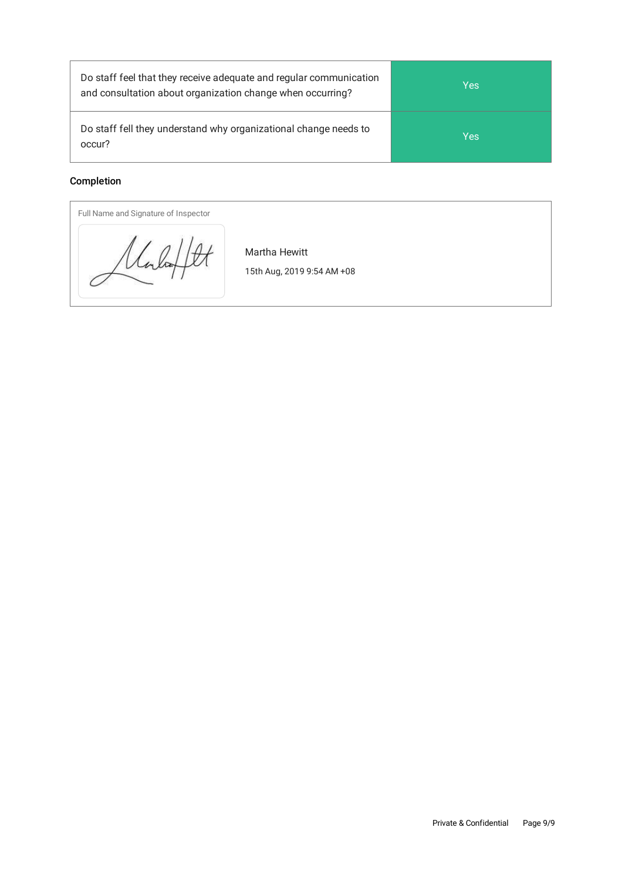| | |
|---|---|
| Do staff feel that they receive adequate and regular communication and consultation about organization change when occurring? | Yes |
| Do staff fell they understand why organizational change needs to occur? | Yes |

## Completion

Full Name and Signature of Inspector

Martha Hewitt

15th Aug, 2019 9:54 AM +08